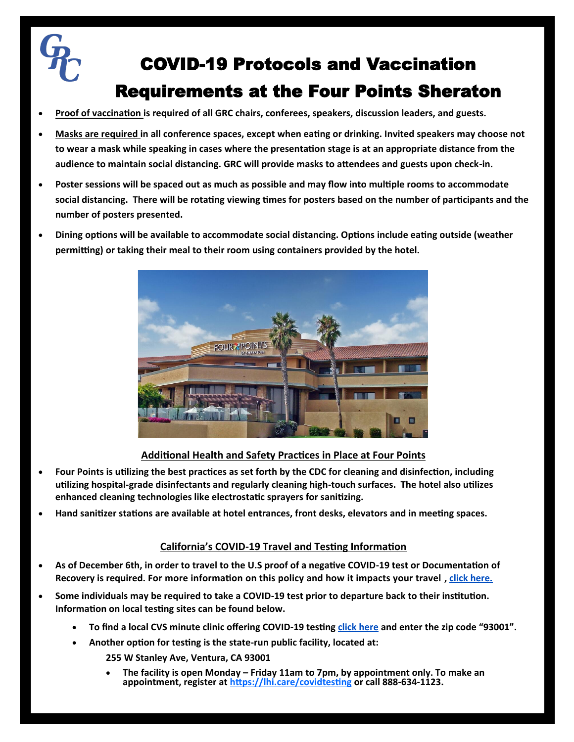# COVID-19 Protocols and Vaccination Requirements at the Four Points Sheraton

- **Proof of vaccination is required of all GRC chairs, conferees, speakers, discussion leaders, and guests.**
- **Masks are required in all conference spaces, except when eating or drinking. Invited speakers may choose not to wear a mask while speaking in cases where the presentation stage is at an appropriate distance from the audience to maintain social distancing. GRC will provide masks to attendees and guests upon check-in.**
- **Poster sessions will be spaced out as much as possible and may flow into multiple rooms to accommodate social distancing. There will be rotating viewing times for posters based on the number of participants and the number of posters presented.**
- **Dining options will be available to accommodate social distancing. Options include eating outside (weather permitting) or taking their meal to their room using containers provided by the hotel.**

## Additional Health and Safety Practices in Place at Four Points

- **Four Points is utilizing the best practices as set forth by the CDC for cleaning and disinfection, including utilizing hospital-grade disinfectants and regularly cleaning high-touch surfaces. The hotel also utilizes enhanced cleaning technologies like electrostatic sprayers for sanitizing.**
- **Hand sanitizer stations are available at hotel entrances, front desks, elevators and in meeting spaces.**

## California's COVID-19 Travel and Testing Information

- **As of December 6th, in order to travel to the U.S proof of a negative COVID-19 test or Documentation of Recovery is required. For more information on this policy and how it impacts your travel , click here.**
- **Some individuals may be required to take a COVID-19 test prior to departure back to their institution. Information on local testing sites can be found below.**
  - **To find a local CVS minute clinic offering COVID-19 testing click here and enter the zip code "93001".**
  - **Another option for testing is the state-run public facility, located at:**

    **255 W Stanley Ave, Ventura, CA 93001**

    - **The facility is open Monday – Friday 11am to 7pm, by appointment only. To make an appointment, register at https://lhi.care/covidtesting or call 888-634-1123.**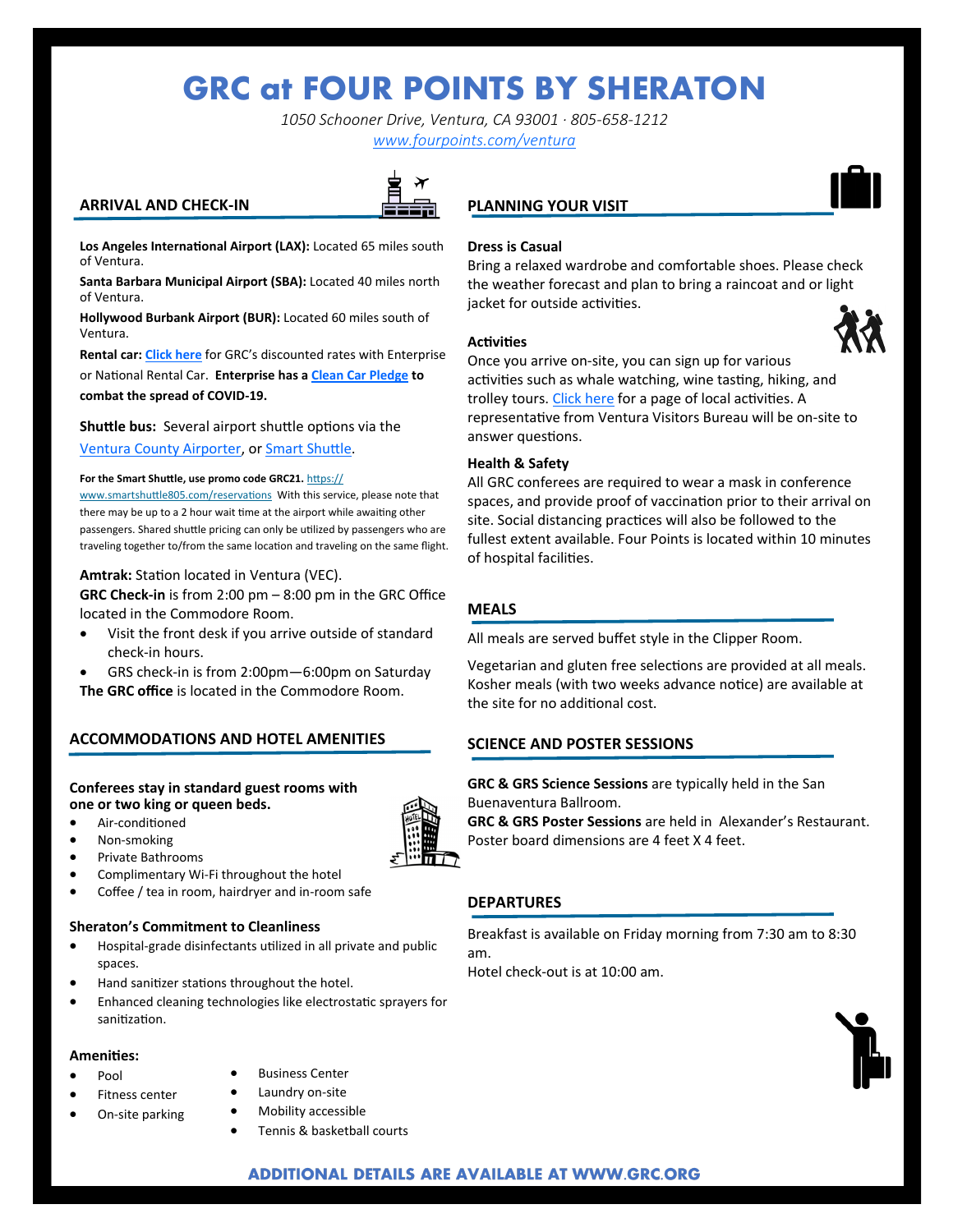# GRC at FOUR POINTS BY SHERATON

*1050 Schooner Drive, Ventura, CA 93001 · 805-658-1212*

*www.fourpoints.com/ventura*

## ARRIVAL AND CHECK-IN

**Los Angeles International Airport (LAX):** Located 65 miles south of Ventura.

**Santa Barbara Municipal Airport (SBA):** Located 40 miles north of Ventura.

**Hollywood Burbank Airport (BUR):** Located 60 miles south of Ventura.

**Rental car:** **Click here** for GRC's discounted rates with Enterprise or National Rental Car. **Enterprise has a Clean Car Pledge to combat the spread of COVID-19.**

**Shuttle bus:** Several airport shuttle options via the Ventura County Airporter, or Smart Shuttle.

**For the Smart Shuttle, use promo code GRC21.** https://www.smartshuttle805.com/reservations With this service, please note that there may be up to a 2 hour wait time at the airport while awaiting other passengers. Shared shuttle pricing can only be utilized by passengers who are traveling together to/from the same location and traveling on the same flight.

**Amtrak:** Station located in Ventura (VEC).

**GRC Check-in** is from 2:00 pm – 8:00 pm in the GRC Office located in the Commodore Room.

- Visit the front desk if you arrive outside of standard check-in hours.
- GRS check-in is from 2:00pm—6:00pm on Saturday

**The GRC office** is located in the Commodore Room.

## ACCOMMODATIONS AND HOTEL AMENITIES

**Conferees stay in standard guest rooms with one or two king or queen beds.**

- Air-conditioned
- Non-smoking
- Private Bathrooms
- Complimentary Wi-Fi throughout the hotel
- Coffee / tea in room, hairdryer and in-room safe

**Sheraton's Commitment to Cleanliness**

- Hospital-grade disinfectants utilized in all private and public spaces.
- Hand sanitizer stations throughout the hotel.
- Enhanced cleaning technologies like electrostatic sprayers for sanitization.

**Amenities:**

- Pool
- Fitness center
- On-site parking
- Business Center
- Laundry on-site
- Mobility accessible
- Tennis & basketball courts

## PLANNING YOUR VISIT

**Dress is Casual**

Bring a relaxed wardrobe and comfortable shoes. Please check the weather forecast and plan to bring a raincoat and or light jacket for outside activities.

**Activities**

Once you arrive on-site, you can sign up for various activities such as whale watching, wine tasting, hiking, and trolley tours. Click here for a page of local activities. A representative from Ventura Visitors Bureau will be on-site to answer questions.

**Health & Safety**

All GRC conferees are required to wear a mask in conference spaces, and provide proof of vaccination prior to their arrival on site. Social distancing practices will also be followed to the fullest extent available. Four Points is located within 10 minutes of hospital facilities.

## MEALS

All meals are served buffet style in the Clipper Room.

Vegetarian and gluten free selections are provided at all meals. Kosher meals (with two weeks advance notice) are available at the site for no additional cost.

## SCIENCE AND POSTER SESSIONS

**GRC & GRS Science Sessions** are typically held in the San Buenaventura Ballroom.

**GRC & GRS Poster Sessions** are held in Alexander's Restaurant. Poster board dimensions are 4 feet X 4 feet.

## DEPARTURES

Breakfast is available on Friday morning from 7:30 am to 8:30 am.

Hotel check-out is at 10:00 am.

**ADDITIONAL DETAILS ARE AVAILABLE AT WWW.GRC.ORG**